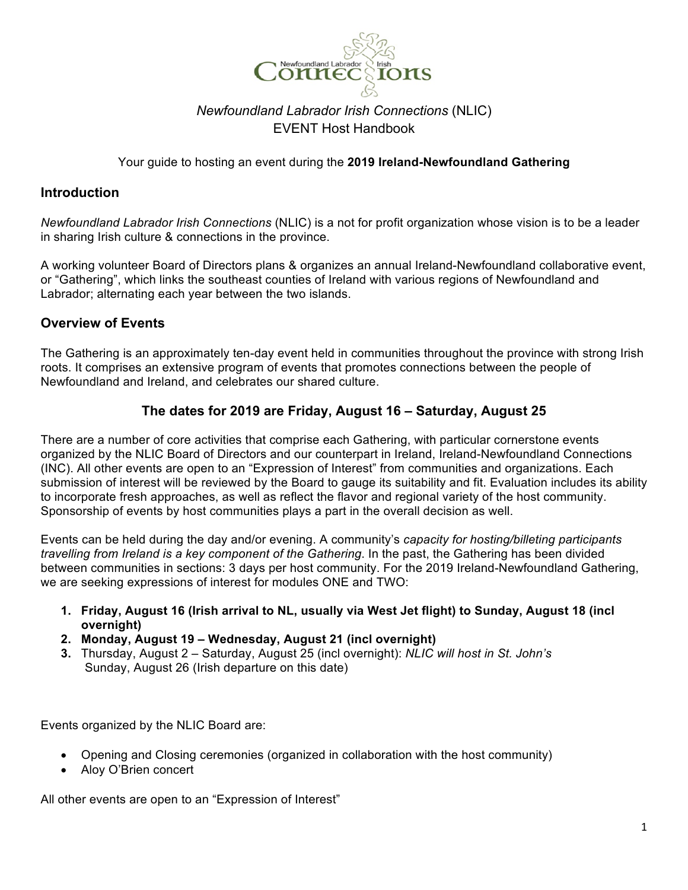Newfoundland Labrador Irish Connections

*Newfoundland Labrador Irish Connections* (NLIC)
EVENT Host Handbook

Your guide to hosting an event during the **2019 Ireland-Newfoundland Gathering**

## Introduction

*Newfoundland Labrador Irish Connections* (NLIC) is a not for profit organization whose vision is to be a leader in sharing Irish culture & connections in the province.

A working volunteer Board of Directors plans & organizes an annual Ireland-Newfoundland collaborative event, or "Gathering", which links the southeast counties of Ireland with various regions of Newfoundland and Labrador; alternating each year between the two islands.

## Overview of Events

The Gathering is an approximately ten-day event held in communities throughout the province with strong Irish roots. It comprises an extensive program of events that promotes connections between the people of Newfoundland and Ireland, and celebrates our shared culture.

### The dates for 2019 are Friday, August 16 – Saturday, August 25

There are a number of core activities that comprise each Gathering, with particular cornerstone events organized by the NLIC Board of Directors and our counterpart in Ireland, Ireland-Newfoundland Connections (INC). All other events are open to an "Expression of Interest" from communities and organizations. Each submission of interest will be reviewed by the Board to gauge its suitability and fit. Evaluation includes its ability to incorporate fresh approaches, as well as reflect the flavor and regional variety of the host community. Sponsorship of events by host communities plays a part in the overall decision as well.

Events can be held during the day and/or evening. A community's *capacity for hosting/billeting participants travelling from Ireland is a key component of the Gathering*. In the past, the Gathering has been divided between communities in sections: 3 days per host community. For the 2019 Ireland-Newfoundland Gathering, we are seeking expressions of interest for modules ONE and TWO:

1. **Friday, August 16 (Irish arrival to NL, usually via West Jet flight) to Sunday, August 18 (incl overnight)**
2. **Monday, August 19 – Wednesday, August 21 (incl overnight)**
3. Thursday, August 2 – Saturday, August 25 (incl overnight): *NLIC will host in St. John's*
   Sunday, August 26 (Irish departure on this date)

Events organized by the NLIC Board are:

- Opening and Closing ceremonies (organized in collaboration with the host community)
- Aloy O'Brien concert

All other events are open to an "Expression of Interest"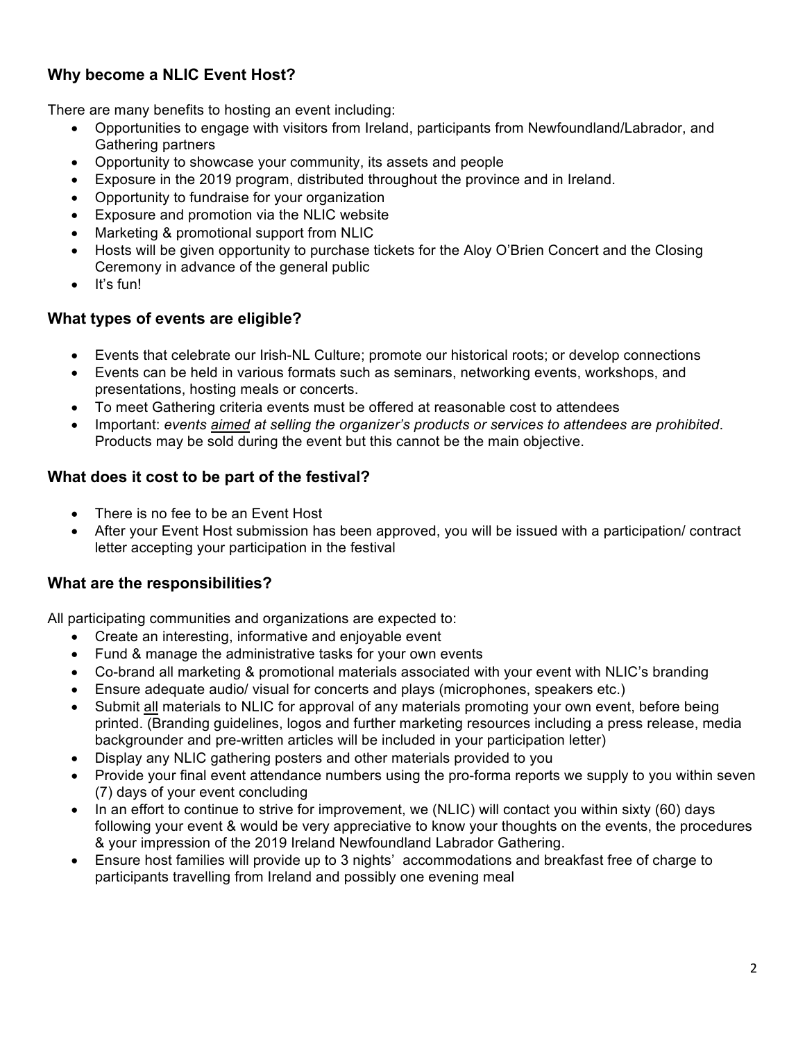### **Why become a NLIC Event Host?**

There are many benefits to hosting an event including:

- Opportunities to engage with visitors from Ireland, participants from Newfoundland/Labrador, and Gathering partners
- Opportunity to showcase your community, its assets and people
- Exposure in the 2019 program, distributed throughout the province and in Ireland.
- Opportunity to fundraise for your organization
- Exposure and promotion via the NLIC website
- Marketing & promotional support from NLIC
- Hosts will be given opportunity to purchase tickets for the Aloy O'Brien Concert and the Closing Ceremony in advance of the general public
- It's fun!

### **What types of events are eligible?**

- Events that celebrate our Irish-NL Culture; promote our historical roots; or develop connections
- Events can be held in various formats such as seminars, networking events, workshops, and presentations, hosting meals or concerts.
- To meet Gathering criteria events must be offered at reasonable cost to attendees
- Important: *events aimed at selling the organizer's products or services to attendees are prohibited*. Products may be sold during the event but this cannot be the main objective.

### **What does it cost to be part of the festival?**

- There is no fee to be an Event Host
- After your Event Host submission has been approved, you will be issued with a participation/ contract letter accepting your participation in the festival

### **What are the responsibilities?**

All participating communities and organizations are expected to:

- Create an interesting, informative and enjoyable event
- Fund & manage the administrative tasks for your own events
- Co-brand all marketing & promotional materials associated with your event with NLIC's branding
- Ensure adequate audio/ visual for concerts and plays (microphones, speakers etc.)
- Submit all materials to NLIC for approval of any materials promoting your own event, before being printed. (Branding guidelines, logos and further marketing resources including a press release, media backgrounder and pre-written articles will be included in your participation letter)
- Display any NLIC gathering posters and other materials provided to you
- Provide your final event attendance numbers using the pro-forma reports we supply to you within seven (7) days of your event concluding
- In an effort to continue to strive for improvement, we (NLIC) will contact you within sixty (60) days following your event & would be very appreciative to know your thoughts on the events, the procedures & your impression of the 2019 Ireland Newfoundland Labrador Gathering.
- Ensure host families will provide up to 3 nights' accommodations and breakfast free of charge to participants travelling from Ireland and possibly one evening meal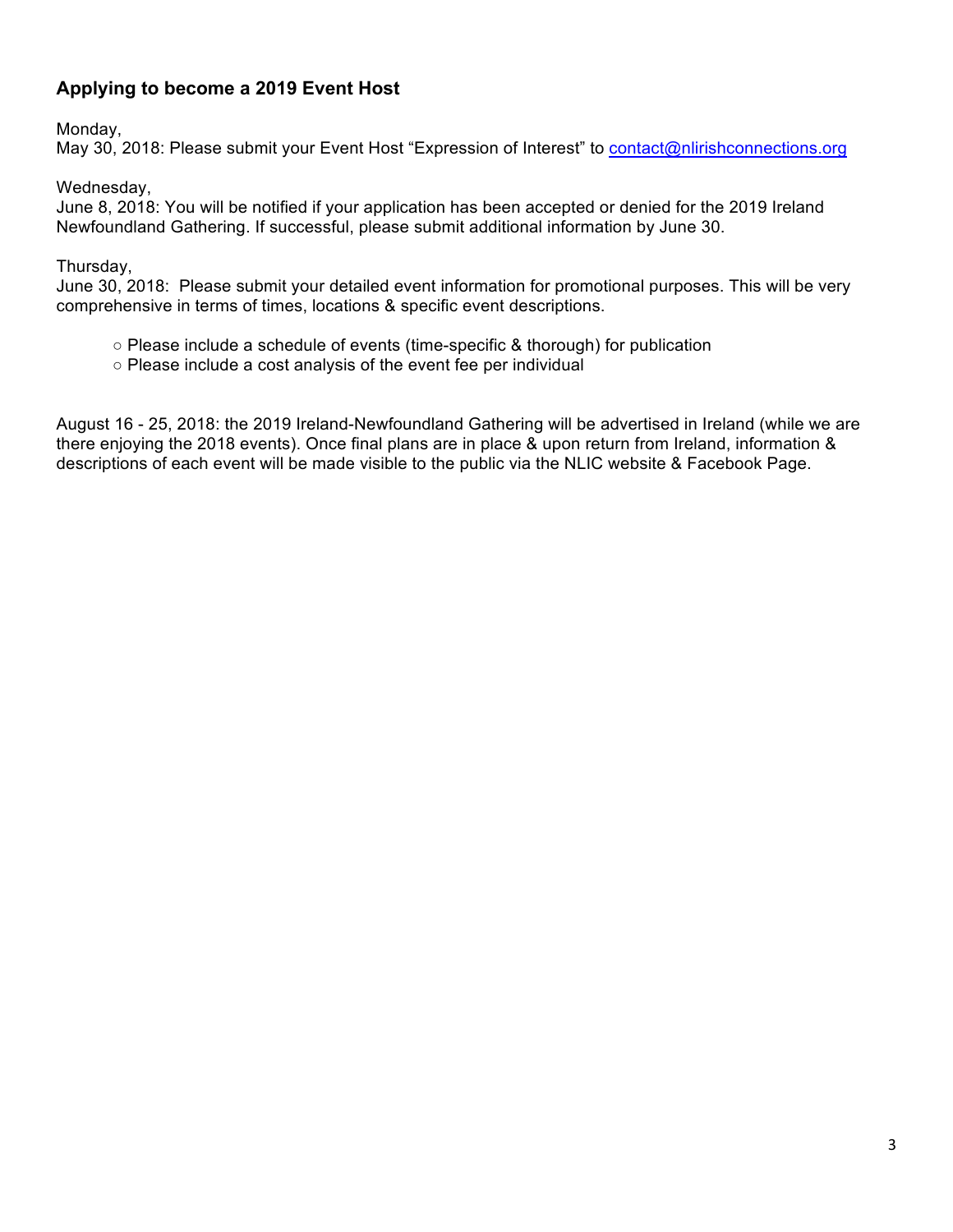## Applying to become a 2019 Event Host

Monday,
May 30, 2018: Please submit your Event Host "Expression of Interest" to contact@nlirishconnections.org

Wednesday,
June 8, 2018: You will be notified if your application has been accepted or denied for the 2019 Ireland Newfoundland Gathering. If successful, please submit additional information by June 30.

Thursday,
June 30, 2018: Please submit your detailed event information for promotional purposes. This will be very comprehensive in terms of times, locations & specific event descriptions.

- Please include a schedule of events (time-specific & thorough) for publication
- Please include a cost analysis of the event fee per individual

August 16 - 25, 2018: the 2019 Ireland-Newfoundland Gathering will be advertised in Ireland (while we are there enjoying the 2018 events). Once final plans are in place & upon return from Ireland, information & descriptions of each event will be made visible to the public via the NLIC website & Facebook Page.